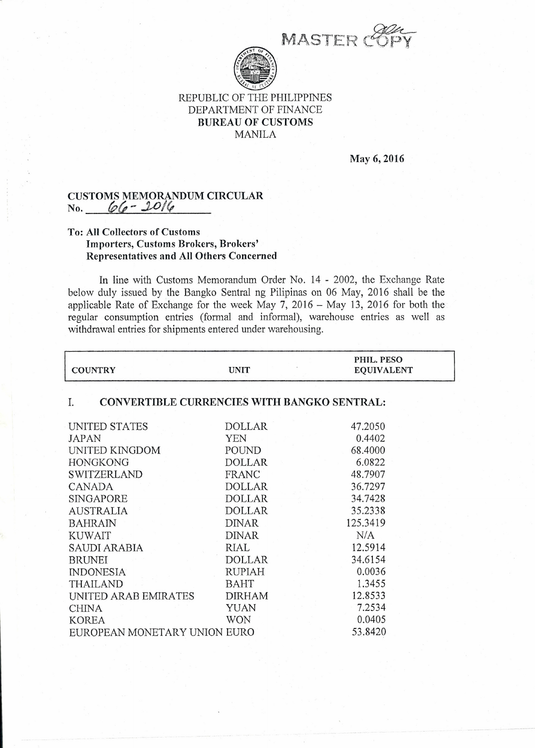MASTER COPY

REPUBLIC OF THE PHILIPPINES
DEPARTMENT OF FINANCE
**BUREAU OF CUSTOMS**
MANILA

**May 6, 2016**

**CUSTOMS MEMORANDUM CIRCULAR**
**No. 66 - 2016**

**To: All Collectors of Customs**
**Importers, Customs Brokers, Brokers' Representatives and All Others Concerned**

In line with Customs Memorandum Order No. 14 - 2002, the Exchange Rate below duly issued by the Bangko Sentral ng Pilipinas on 06 May, 2016 shall be the applicable Rate of Exchange for the week May 7, 2016 – May 13, 2016 for both the regular consumption entries (formal and informal), warehouse entries as well as withdrawal entries for shipments entered under warehousing.

| COUNTRY | UNIT | PHIL. PESO EQUIVALENT |
|---|---|---|
| **I. CONVERTIBLE CURRENCIES WITH BANGKO SENTRAL:** | | |
| UNITED STATES | DOLLAR | 47.2050 |
| JAPAN | YEN | 0.4402 |
| UNITED KINGDOM | POUND | 68.4000 |
| HONGKONG | DOLLAR | 6.0822 |
| SWITZERLAND | FRANC | 48.7907 |
| CANADA | DOLLAR | 36.7297 |
| SINGAPORE | DOLLAR | 34.7428 |
| AUSTRALIA | DOLLAR | 35.2338 |
| BAHRAIN | DINAR | 125.3419 |
| KUWAIT | DINAR | N/A |
| SAUDI ARABIA | RIAL | 12.5914 |
| BRUNEI | DOLLAR | 34.6154 |
| INDONESIA | RUPIAH | 0.0036 |
| THAILAND | BAHT | 1.3455 |
| UNITED ARAB EMIRATES | DIRHAM | 12.8533 |
| CHINA | YUAN | 7.2534 |
| KOREA | WON | 0.0405 |
| EUROPEAN MONETARY UNION | EURO | 53.8420 |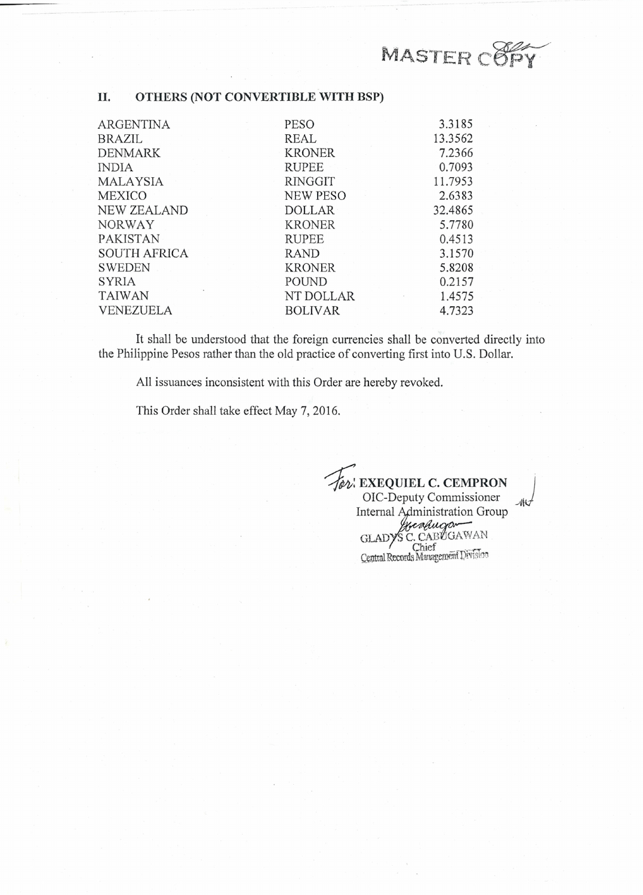MASTER COPY

## II. OTHERS (NOT CONVERTIBLE WITH BSP)

| | | |
|---|---|---|
| ARGENTINA | PESO | 3.3185 |
| BRAZIL | REAL | 13.3562 |
| DENMARK | KRONER | 7.2366 |
| INDIA | RUPEE | 0.7093 |
| MALAYSIA | RINGGIT | 11.7953 |
| MEXICO | NEW PESO | 2.6383 |
| NEW ZEALAND | DOLLAR | 32.4865 |
| NORWAY | KRONER | 5.7780 |
| PAKISTAN | RUPEE | 0.4513 |
| SOUTH AFRICA | RAND | 3.1570 |
| SWEDEN | KRONER | 5.8208 |
| SYRIA | POUND | 0.2157 |
| TAIWAN | NT DOLLAR | 1.4575 |
| VENEZUELA | BOLIVAR | 4.7323 |

It shall be understood that the foreign currencies shall be converted directly into the Philippine Pesos rather than the old practice of converting first into U.S. Dollar.

All issuances inconsistent with this Order are hereby revoked.

This Order shall take effect May 7, 2016.

For: **EXEQUIEL C. CEMPRON**
OIC-Deputy Commissioner
Internal Administration Group

GLADYS C. CABUGAWAN
Chief
Central Records Management Division